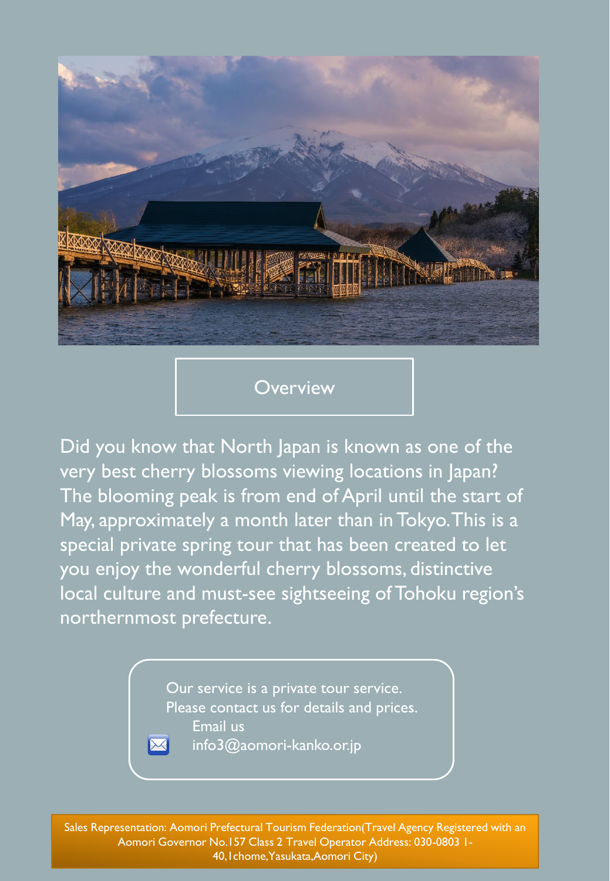## Overview

Did you know that North Japan is known as one of the very best cherry blossoms viewing locations in Japan? The blooming peak is from end of April until the start of May, approximately a month later than in Tokyo. This is a special private spring tour that has been created to let you enjoy the wonderful cherry blossoms, distinctive local culture and must-see sightseeing of Tohoku region's northernmost prefecture.

Our service is a private tour service.
Please contact us for details and prices.
Email us
info3@aomori-kanko.or.jp

Sales Representation: Aomori Prefectural Tourism Federation(Travel Agency Registered with an Aomori Governor No.157 Class 2 Travel Operator Address: 030-0803 1-40,1chome,Yasukata,Aomori City)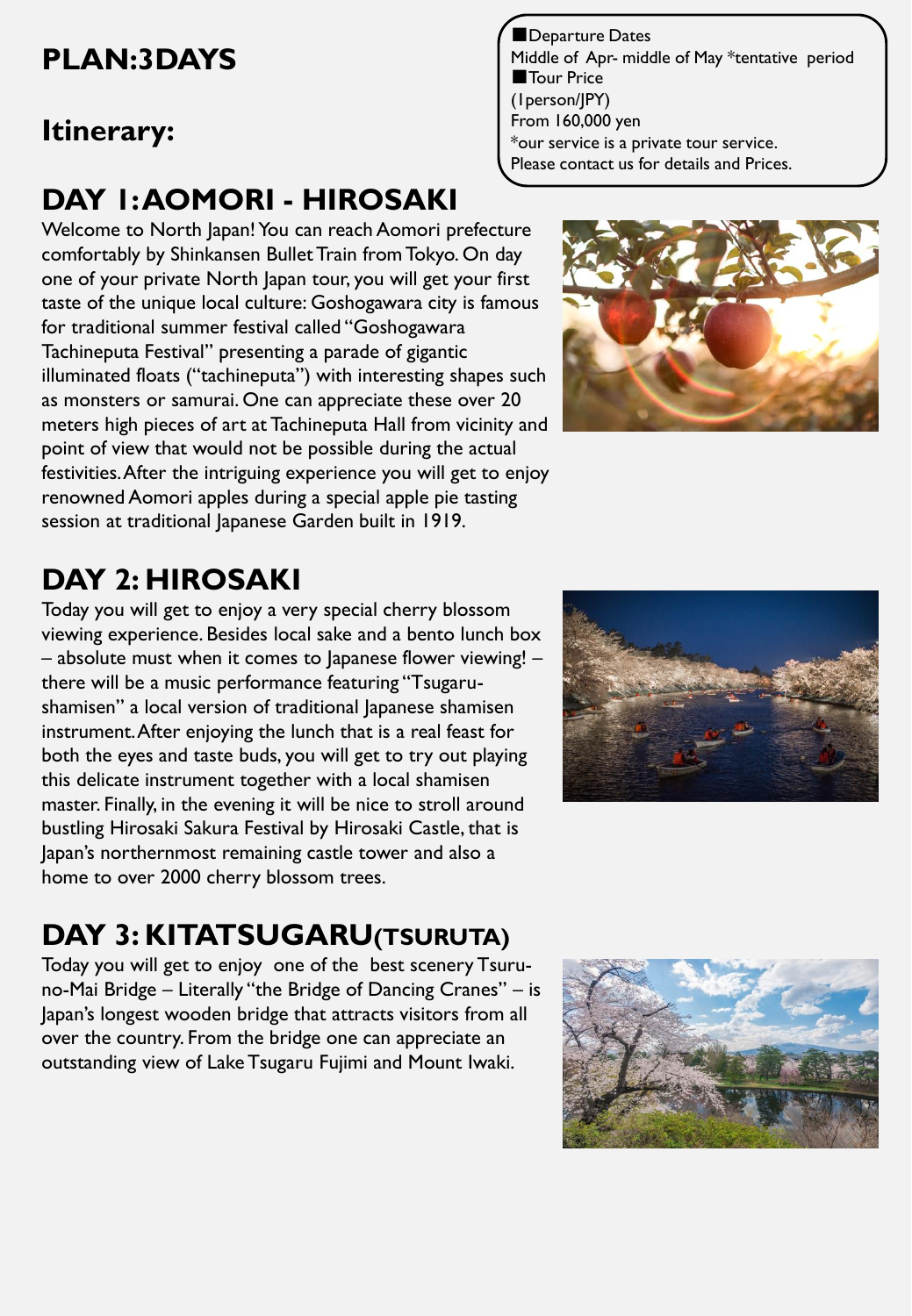# PLAN:3DAYS

■Departure Dates
Middle of Apr- middle of May *tentative period
■Tour Price
(1person/JPY)
From 160,000 yen
*our service is a private tour service.
Please contact us for details and Prices.

## Itinerary:

### DAY 1: AOMORI - HIROSAKI

Welcome to North Japan! You can reach Aomori prefecture comfortably by Shinkansen Bullet Train from Tokyo. On day one of your private North Japan tour, you will get your first taste of the unique local culture: Goshogawara city is famous for traditional summer festival called "Goshogawara Tachineputa Festival" presenting a parade of gigantic illuminated floats ("tachineputa") with interesting shapes such as monsters or samurai. One can appreciate these over 20 meters high pieces of art at Tachineputa Hall from vicinity and point of view that would not be possible during the actual festivities. After the intriguing experience you will get to enjoy renowned Aomori apples during a special apple pie tasting session at traditional Japanese Garden built in 1919.

### DAY 2: HIROSAKI

Today you will get to enjoy a very special cherry blossom viewing experience. Besides local sake and a bento lunch box – absolute must when it comes to Japanese flower viewing! – there will be a music performance featuring "Tsugaru-shamisen" a local version of traditional Japanese shamisen instrument. After enjoying the lunch that is a real feast for both the eyes and taste buds, you will get to try out playing this delicate instrument together with a local shamisen master. Finally, in the evening it will be nice to stroll around bustling Hirosaki Sakura Festival by Hirosaki Castle, that is Japan's northernmost remaining castle tower and also a home to over 2000 cherry blossom trees.

### DAY 3: KITATSUGARU(TSURUTA)

Today you will get to enjoy one of the best scenery Tsuru-no-Mai Bridge – Literally "the Bridge of Dancing Cranes" – is Japan's longest wooden bridge that attracts visitors from all over the country. From the bridge one can appreciate an outstanding view of Lake Tsugaru Fujimi and Mount Iwaki.